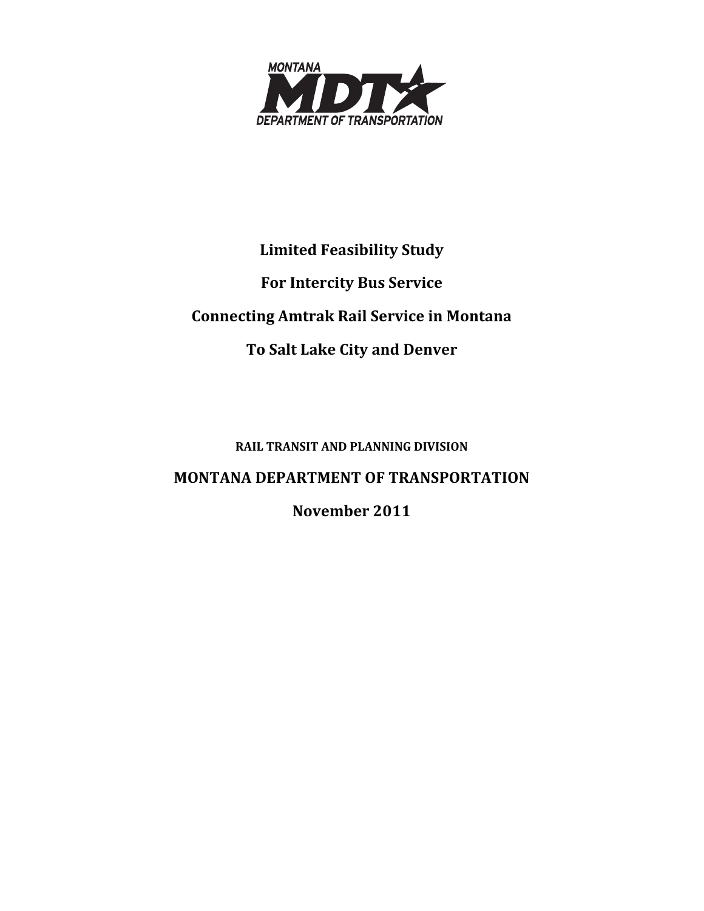MONTANA MDT DEPARTMENT OF TRANSPORTATION

# Limited Feasibility Study

# For Intercity Bus Service

# Connecting Amtrak Rail Service in Montana

# To Salt Lake City and Denver

**RAIL TRANSIT AND PLANNING DIVISION**

**MONTANA DEPARTMENT OF TRANSPORTATION**

**November 2011**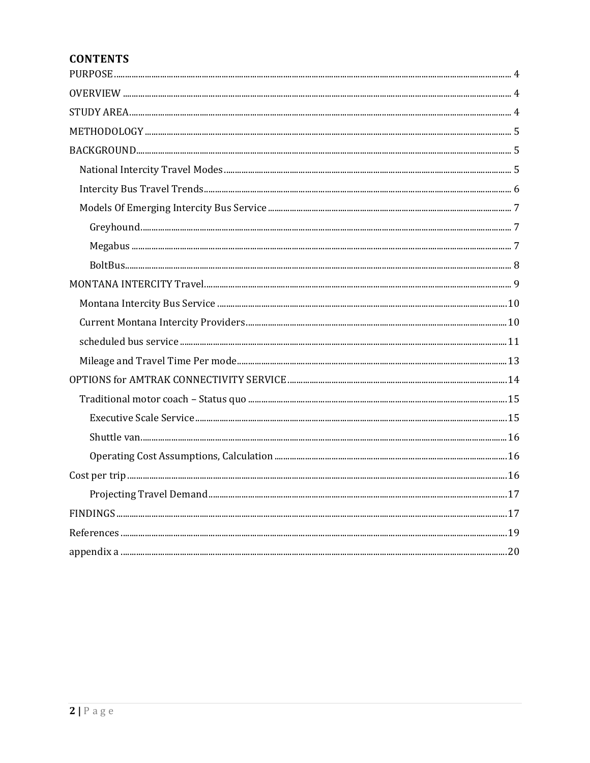## CONTENTS

PURPOSE ..... 4

OVERVIEW ..... 4

STUDY AREA ..... 4

METHODOLOGY ..... 5

BACKGROUND ..... 5

- National Intercity Travel Modes ..... 5
- Intercity Bus Travel Trends ..... 6
- Models Of Emerging Intercity Bus Service ..... 7
  - Greyhound ..... 7
  - Megabus ..... 7
  - BoltBus ..... 8

MONTANA INTERCITY Travel ..... 9

- Montana Intercity Bus Service ..... 10
- Current Montana Intercity Providers ..... 10
- scheduled bus service ..... 11
- Mileage and Travel Time Per mode ..... 13

OPTIONS for AMTRAK CONNECTIVITY SERVICE ..... 14

- Traditional motor coach – Status quo ..... 15
  - Executive Scale Service ..... 15
  - Shuttle van ..... 16
  - Operating Cost Assumptions, Calculation ..... 16

Cost per trip ..... 16

- Projecting Travel Demand ..... 17

FINDINGS ..... 17

References ..... 19

appendix a ..... 20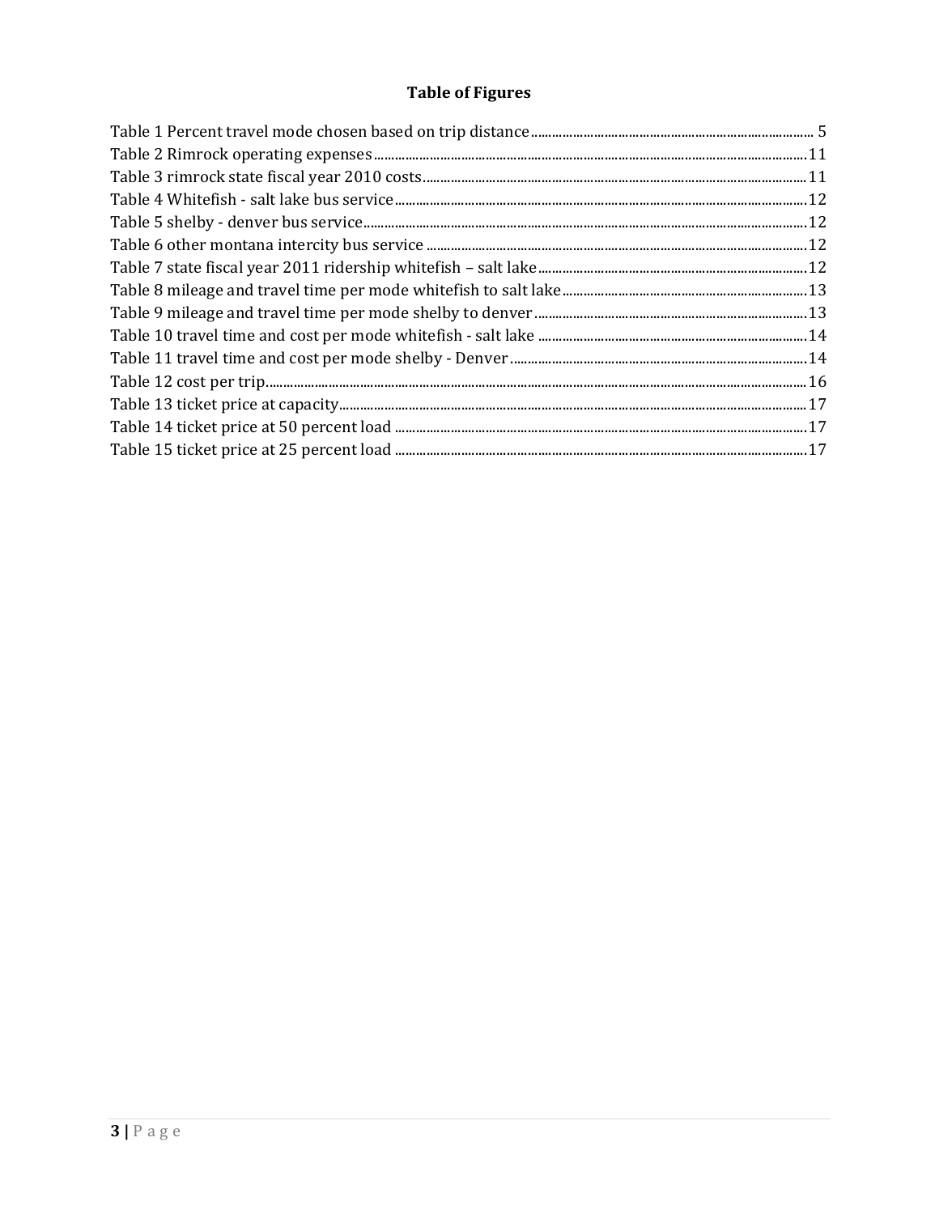# Table of Figures

Table 1 Percent travel mode chosen based on trip distance ........ 5
Table 2 Rimrock operating expenses ........ 11
Table 3 rimrock state fiscal year 2010 costs ........ 11
Table 4 Whitefish - salt lake bus service ........ 12
Table 5 shelby - denver bus service ........ 12
Table 6 other montana intercity bus service ........ 12
Table 7 state fiscal year 2011 ridership whitefish – salt lake ........ 12
Table 8 mileage and travel time per mode whitefish to salt lake ........ 13
Table 9 mileage and travel time per mode shelby to denver ........ 13
Table 10 travel time and cost per mode whitefish - salt lake ........ 14
Table 11 travel time and cost per mode shelby - Denver ........ 14
Table 12 cost per trip ........ 16
Table 13 ticket price at capacity ........ 17
Table 14 ticket price at 50 percent load ........ 17
Table 15 ticket price at 25 percent load ........ 17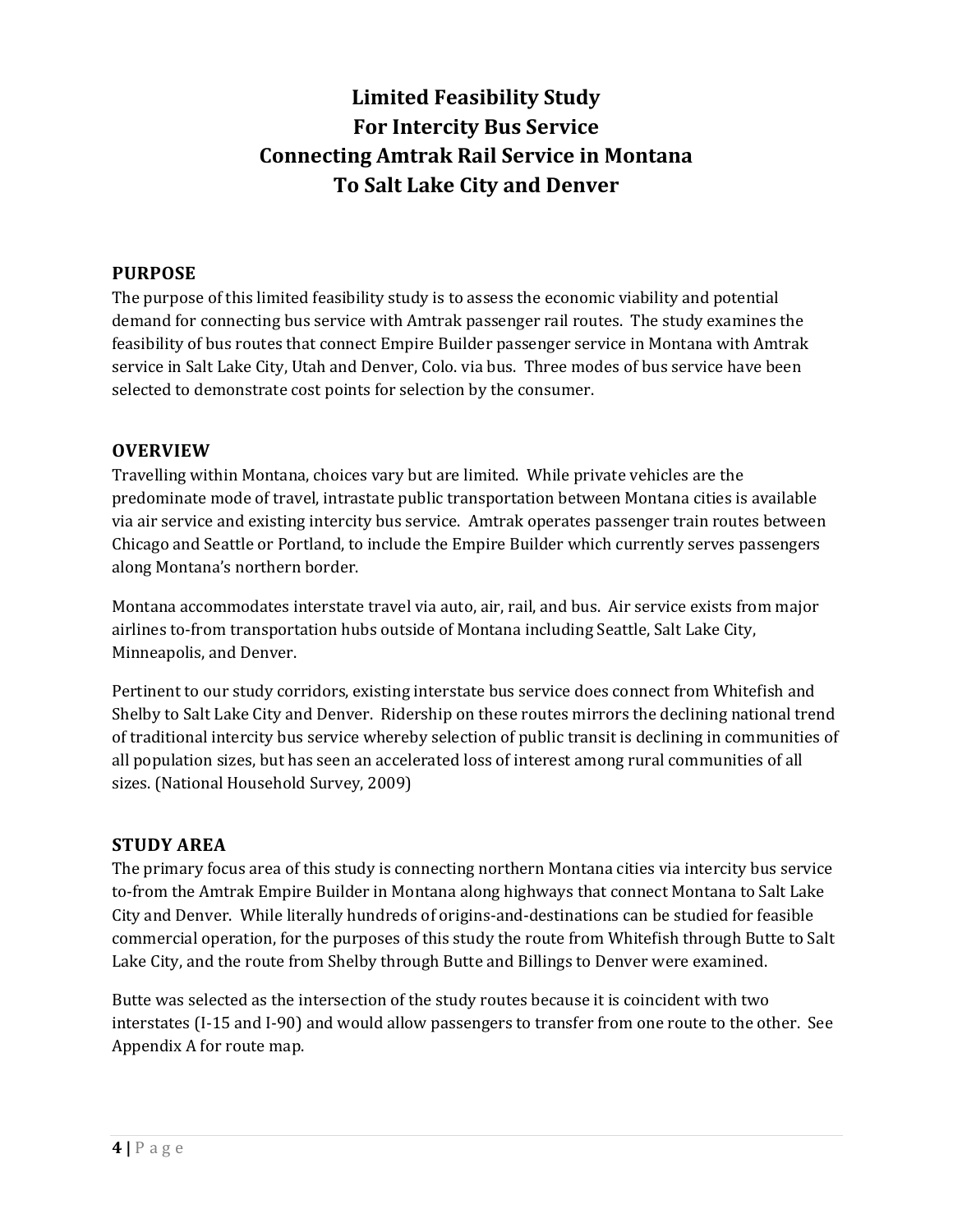# Limited Feasibility Study
# For Intercity Bus Service
# Connecting Amtrak Rail Service in Montana
# To Salt Lake City and Denver

## PURPOSE

The purpose of this limited feasibility study is to assess the economic viability and potential demand for connecting bus service with Amtrak passenger rail routes. The study examines the feasibility of bus routes that connect Empire Builder passenger service in Montana with Amtrak service in Salt Lake City, Utah and Denver, Colo. via bus. Three modes of bus service have been selected to demonstrate cost points for selection by the consumer.

## OVERVIEW

Travelling within Montana, choices vary but are limited. While private vehicles are the predominate mode of travel, intrastate public transportation between Montana cities is available via air service and existing intercity bus service. Amtrak operates passenger train routes between Chicago and Seattle or Portland, to include the Empire Builder which currently serves passengers along Montana's northern border.

Montana accommodates interstate travel via auto, air, rail, and bus. Air service exists from major airlines to-from transportation hubs outside of Montana including Seattle, Salt Lake City, Minneapolis, and Denver.

Pertinent to our study corridors, existing interstate bus service does connect from Whitefish and Shelby to Salt Lake City and Denver. Ridership on these routes mirrors the declining national trend of traditional intercity bus service whereby selection of public transit is declining in communities of all population sizes, but has seen an accelerated loss of interest among rural communities of all sizes. (National Household Survey, 2009)

## STUDY AREA

The primary focus area of this study is connecting northern Montana cities via intercity bus service to-from the Amtrak Empire Builder in Montana along highways that connect Montana to Salt Lake City and Denver. While literally hundreds of origins-and-destinations can be studied for feasible commercial operation, for the purposes of this study the route from Whitefish through Butte to Salt Lake City, and the route from Shelby through Butte and Billings to Denver were examined.

Butte was selected as the intersection of the study routes because it is coincident with two interstates (I-15 and I-90) and would allow passengers to transfer from one route to the other. See Appendix A for route map.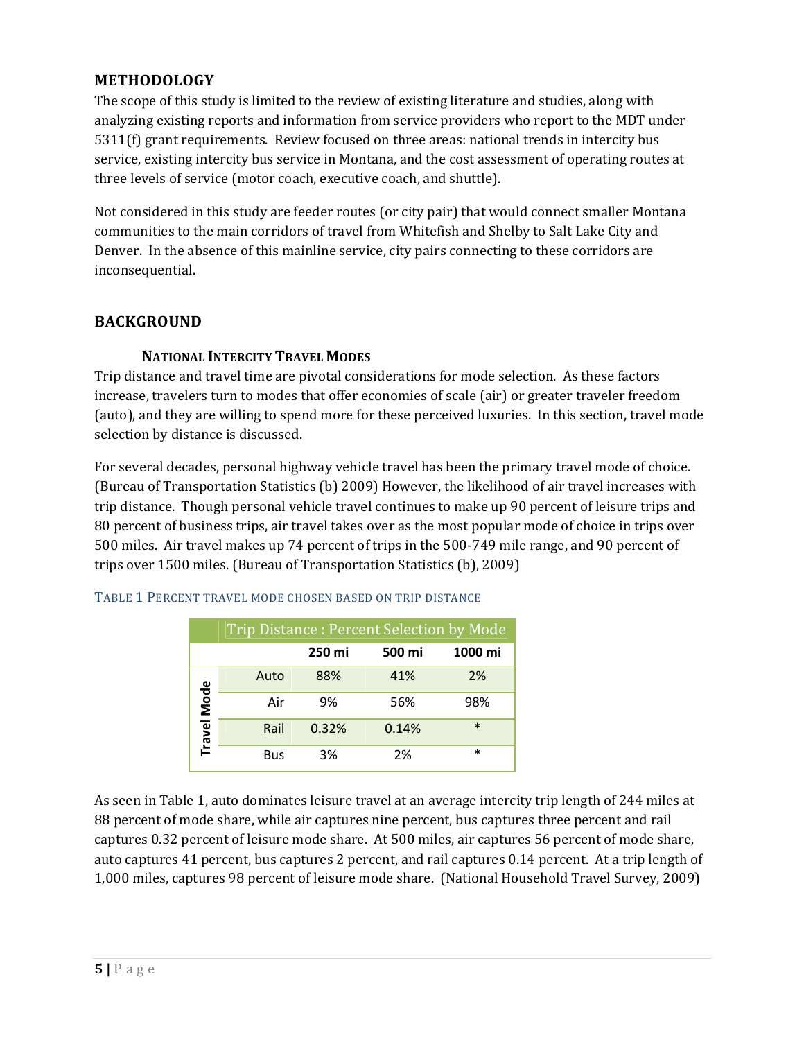## METHODOLOGY

The scope of this study is limited to the review of existing literature and studies, along with analyzing existing reports and information from service providers who report to the MDT under 5311(f) grant requirements. Review focused on three areas: national trends in intercity bus service, existing intercity bus service in Montana, and the cost assessment of operating routes at three levels of service (motor coach, executive coach, and shuttle).

Not considered in this study are feeder routes (or city pair) that would connect smaller Montana communities to the main corridors of travel from Whitefish and Shelby to Salt Lake City and Denver. In the absence of this mainline service, city pairs connecting to these corridors are inconsequential.

## BACKGROUND

### NATIONAL INTERCITY TRAVEL MODES

Trip distance and travel time are pivotal considerations for mode selection. As these factors increase, travelers turn to modes that offer economies of scale (air) or greater traveler freedom (auto), and they are willing to spend more for these perceived luxuries. In this section, travel mode selection by distance is discussed.

For several decades, personal highway vehicle travel has been the primary travel mode of choice. (Bureau of Transportation Statistics (b) 2009) However, the likelihood of air travel increases with trip distance. Though personal vehicle travel continues to make up 90 percent of leisure trips and 80 percent of business trips, air travel takes over as the most popular mode of choice in trips over 500 miles. Air travel makes up 74 percent of trips in the 500-749 mile range, and 90 percent of trips over 1500 miles. (Bureau of Transportation Statistics (b), 2009)

TABLE 1 PERCENT TRAVEL MODE CHOSEN BASED ON TRIP DISTANCE

| | Trip Distance : Percent Selection by Mode | | | |
|---|---|---|---|---|
| | | 250 mi | 500 mi | 1000 mi |
| Travel Mode | Auto | 88% | 41% | 2% |
| | Air | 9% | 56% | 98% |
| | Rail | 0.32% | 0.14% | * |
| | Bus | 3% | 2% | * |

As seen in Table 1, auto dominates leisure travel at an average intercity trip length of 244 miles at 88 percent of mode share, while air captures nine percent, bus captures three percent and rail captures 0.32 percent of leisure mode share. At 500 miles, air captures 56 percent of mode share, auto captures 41 percent, bus captures 2 percent, and rail captures 0.14 percent. At a trip length of 1,000 miles, captures 98 percent of leisure mode share. (National Household Travel Survey, 2009)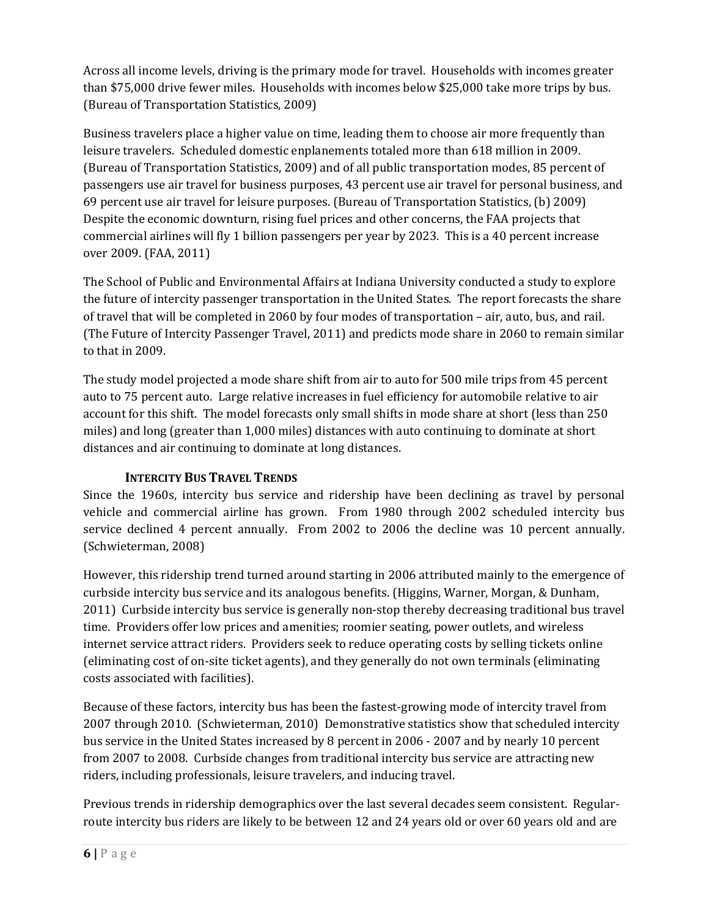Across all income levels, driving is the primary mode for travel. Households with incomes greater than $75,000 drive fewer miles. Households with incomes below $25,000 take more trips by bus. (Bureau of Transportation Statistics, 2009)

Business travelers place a higher value on time, leading them to choose air more frequently than leisure travelers. Scheduled domestic enplanements totaled more than 618 million in 2009. (Bureau of Transportation Statistics, 2009) and of all public transportation modes, 85 percent of passengers use air travel for business purposes, 43 percent use air travel for personal business, and 69 percent use air travel for leisure purposes. (Bureau of Transportation Statistics, (b) 2009) Despite the economic downturn, rising fuel prices and other concerns, the FAA projects that commercial airlines will fly 1 billion passengers per year by 2023. This is a 40 percent increase over 2009. (FAA, 2011)

The School of Public and Environmental Affairs at Indiana University conducted a study to explore the future of intercity passenger transportation in the United States. The report forecasts the share of travel that will be completed in 2060 by four modes of transportation – air, auto, bus, and rail. (The Future of Intercity Passenger Travel, 2011) and predicts mode share in 2060 to remain similar to that in 2009.

The study model projected a mode share shift from air to auto for 500 mile trips from 45 percent auto to 75 percent auto. Large relative increases in fuel efficiency for automobile relative to air account for this shift. The model forecasts only small shifts in mode share at short (less than 250 miles) and long (greater than 1,000 miles) distances with auto continuing to dominate at short distances and air continuing to dominate at long distances.

### Intercity Bus Travel Trends

Since the 1960s, intercity bus service and ridership have been declining as travel by personal vehicle and commercial airline has grown. From 1980 through 2002 scheduled intercity bus service declined 4 percent annually. From 2002 to 2006 the decline was 10 percent annually. (Schwieterman, 2008)

However, this ridership trend turned around starting in 2006 attributed mainly to the emergence of curbside intercity bus service and its analogous benefits. (Higgins, Warner, Morgan, & Dunham, 2011) Curbside intercity bus service is generally non-stop thereby decreasing traditional bus travel time. Providers offer low prices and amenities; roomier seating, power outlets, and wireless internet service attract riders. Providers seek to reduce operating costs by selling tickets online (eliminating cost of on-site ticket agents), and they generally do not own terminals (eliminating costs associated with facilities).

Because of these factors, intercity bus has been the fastest-growing mode of intercity travel from 2007 through 2010. (Schwieterman, 2010) Demonstrative statistics show that scheduled intercity bus service in the United States increased by 8 percent in 2006 - 2007 and by nearly 10 percent from 2007 to 2008. Curbside changes from traditional intercity bus service are attracting new riders, including professionals, leisure travelers, and inducing travel.

Previous trends in ridership demographics over the last several decades seem consistent. Regular-route intercity bus riders are likely to be between 12 and 24 years old or over 60 years old and are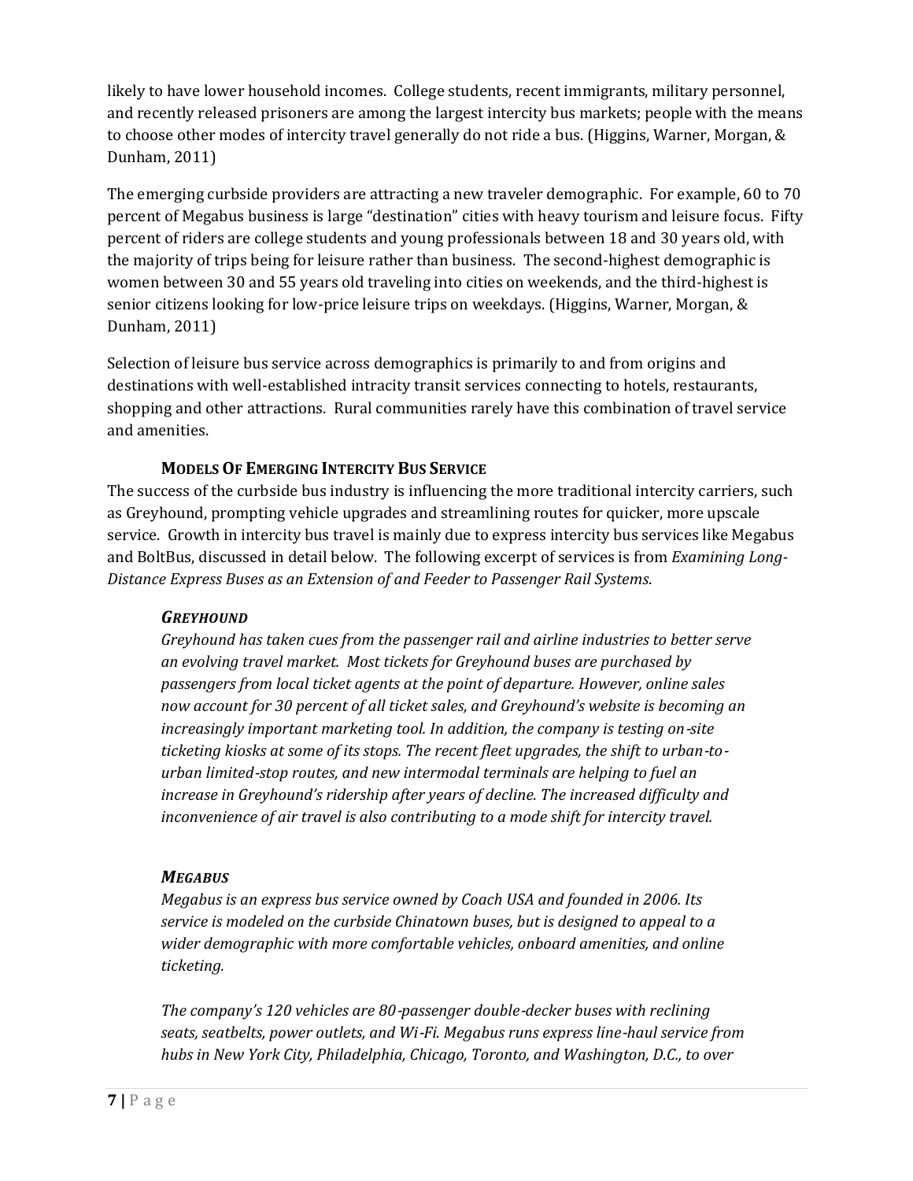likely to have lower household incomes. College students, recent immigrants, military personnel, and recently released prisoners are among the largest intercity bus markets; people with the means to choose other modes of intercity travel generally do not ride a bus. (Higgins, Warner, Morgan, & Dunham, 2011)

The emerging curbside providers are attracting a new traveler demographic. For example, 60 to 70 percent of Megabus business is large "destination" cities with heavy tourism and leisure focus. Fifty percent of riders are college students and young professionals between 18 and 30 years old, with the majority of trips being for leisure rather than business. The second-highest demographic is women between 30 and 55 years old traveling into cities on weekends, and the third-highest is senior citizens looking for low-price leisure trips on weekdays. (Higgins, Warner, Morgan, & Dunham, 2011)

Selection of leisure bus service across demographics is primarily to and from origins and destinations with well-established intracity transit services connecting to hotels, restaurants, shopping and other attractions. Rural communities rarely have this combination of travel service and amenities.

### MODELS OF EMERGING INTERCITY BUS SERVICE

The success of the curbside bus industry is influencing the more traditional intercity carriers, such as Greyhound, prompting vehicle upgrades and streamlining routes for quicker, more upscale service. Growth in intercity bus travel is mainly due to express intercity bus services like Megabus and BoltBus, discussed in detail below. The following excerpt of services is from *Examining Long-Distance Express Buses as an Extension of and Feeder to Passenger Rail Systems*.

#### *GREYHOUND*

*Greyhound has taken cues from the passenger rail and airline industries to better serve an evolving travel market. Most tickets for Greyhound buses are purchased by passengers from local ticket agents at the point of departure. However, online sales now account for 30 percent of all ticket sales, and Greyhound's website is becoming an increasingly important marketing tool. In addition, the company is testing on-site ticketing kiosks at some of its stops. The recent fleet upgrades, the shift to urban-to-urban limited-stop routes, and new intermodal terminals are helping to fuel an increase in Greyhound's ridership after years of decline. The increased difficulty and inconvenience of air travel is also contributing to a mode shift for intercity travel.*

#### *MEGABUS*

*Megabus is an express bus service owned by Coach USA and founded in 2006. Its service is modeled on the curbside Chinatown buses, but is designed to appeal to a wider demographic with more comfortable vehicles, onboard amenities, and online ticketing.*

*The company's 120 vehicles are 80-passenger double-decker buses with reclining seats, seatbelts, power outlets, and Wi-Fi. Megabus runs express line-haul service from hubs in New York City, Philadelphia, Chicago, Toronto, and Washington, D.C., to over*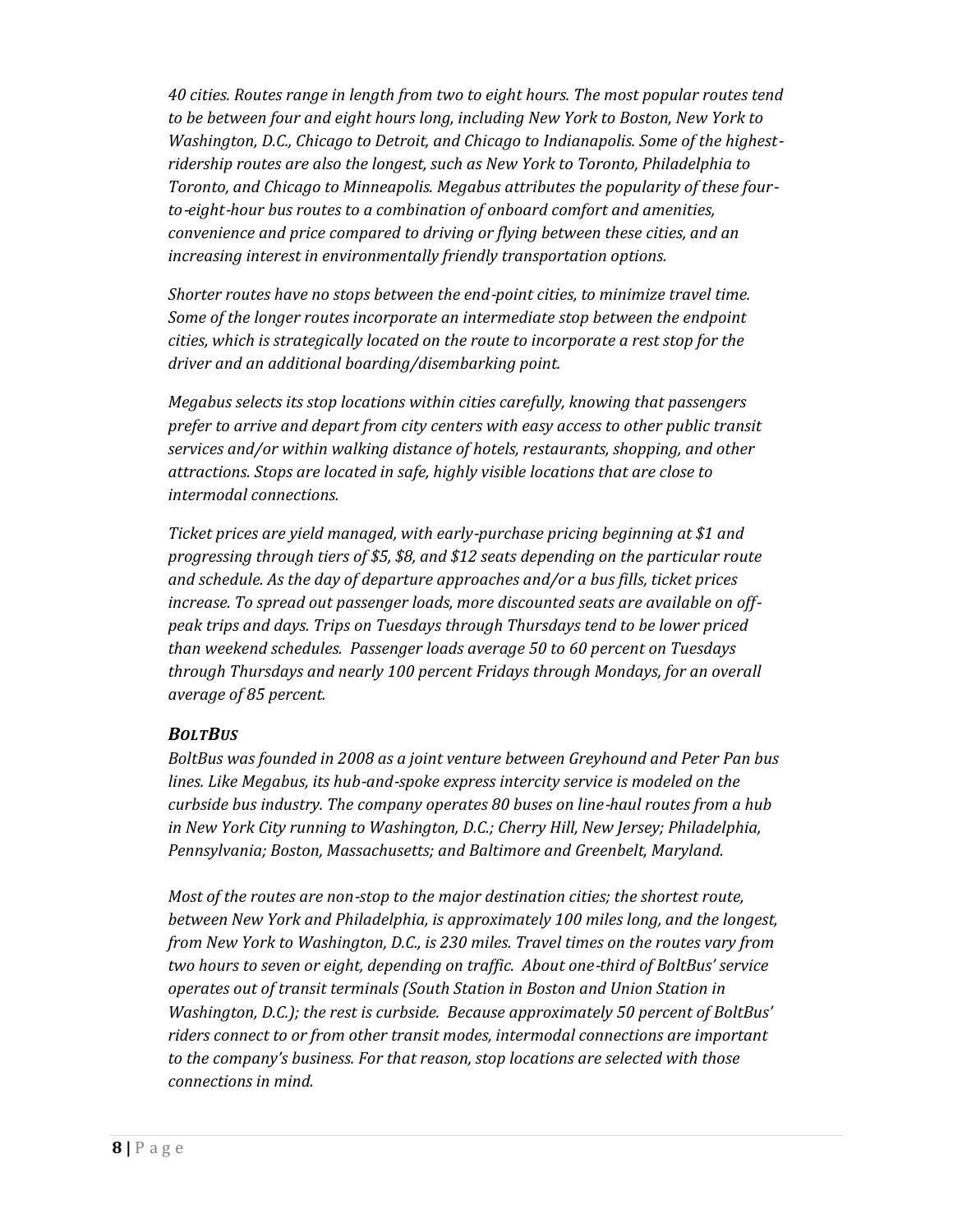*40 cities. Routes range in length from two to eight hours. The most popular routes tend to be between four and eight hours long, including New York to Boston, New York to Washington, D.C., Chicago to Detroit, and Chicago to Indianapolis. Some of the highest-ridership routes are also the longest, such as New York to Toronto, Philadelphia to Toronto, and Chicago to Minneapolis. Megabus attributes the popularity of these four-to-eight-hour bus routes to a combination of onboard comfort and amenities, convenience and price compared to driving or flying between these cities, and an increasing interest in environmentally friendly transportation options.*

*Shorter routes have no stops between the end-point cities, to minimize travel time. Some of the longer routes incorporate an intermediate stop between the endpoint cities, which is strategically located on the route to incorporate a rest stop for the driver and an additional boarding/disembarking point.*

*Megabus selects its stop locations within cities carefully, knowing that passengers prefer to arrive and depart from city centers with easy access to other public transit services and/or within walking distance of hotels, restaurants, shopping, and other attractions. Stops are located in safe, highly visible locations that are close to intermodal connections.*

*Ticket prices are yield managed, with early-purchase pricing beginning at $1 and progressing through tiers of $5, $8, and $12 seats depending on the particular route and schedule. As the day of departure approaches and/or a bus fills, ticket prices increase. To spread out passenger loads, more discounted seats are available on off-peak trips and days. Trips on Tuesdays through Thursdays tend to be lower priced than weekend schedules. Passenger loads average 50 to 60 percent on Tuesdays through Thursdays and nearly 100 percent Fridays through Mondays, for an overall average of 85 percent.*

### *BoltBus*

*BoltBus was founded in 2008 as a joint venture between Greyhound and Peter Pan bus lines. Like Megabus, its hub-and-spoke express intercity service is modeled on the curbside bus industry. The company operates 80 buses on line-haul routes from a hub in New York City running to Washington, D.C.; Cherry Hill, New Jersey; Philadelphia, Pennsylvania; Boston, Massachusetts; and Baltimore and Greenbelt, Maryland.*

*Most of the routes are non-stop to the major destination cities; the shortest route, between New York and Philadelphia, is approximately 100 miles long, and the longest, from New York to Washington, D.C., is 230 miles. Travel times on the routes vary from two hours to seven or eight, depending on traffic. About one-third of BoltBus' service operates out of transit terminals (South Station in Boston and Union Station in Washington, D.C.); the rest is curbside. Because approximately 50 percent of BoltBus' riders connect to or from other transit modes, intermodal connections are important to the company's business. For that reason, stop locations are selected with those connections in mind.*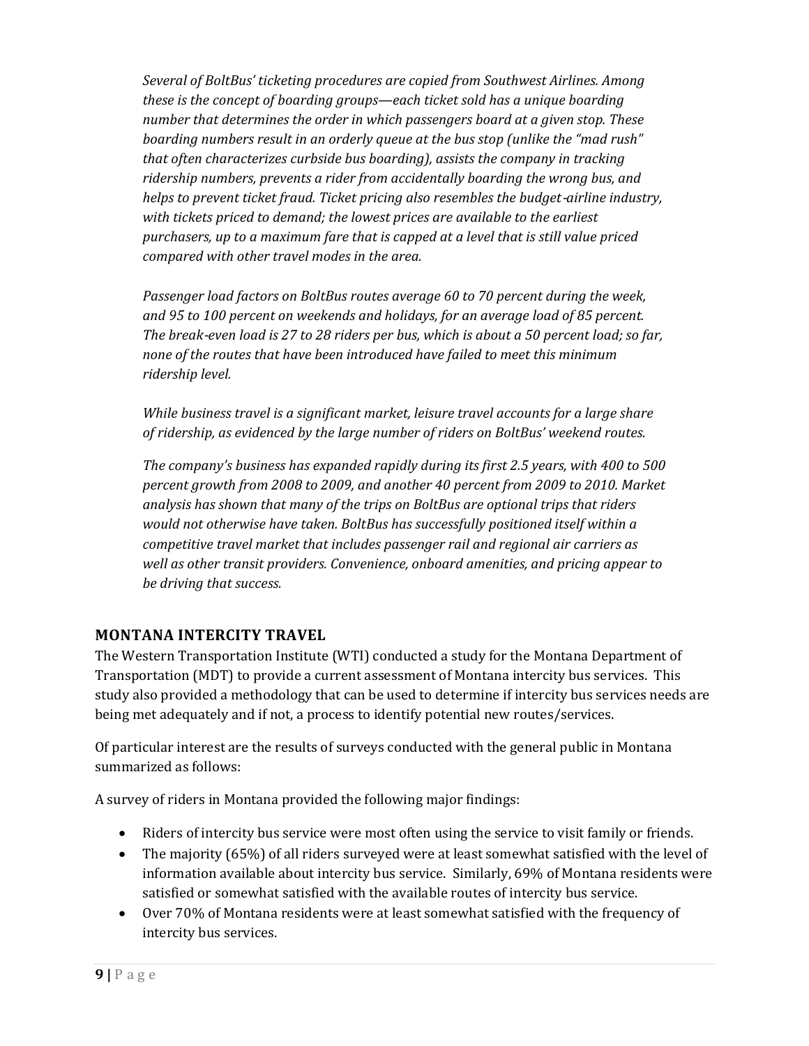*Several of BoltBus' ticketing procedures are copied from Southwest Airlines. Among these is the concept of boarding groups—each ticket sold has a unique boarding number that determines the order in which passengers board at a given stop. These boarding numbers result in an orderly queue at the bus stop (unlike the "mad rush" that often characterizes curbside bus boarding), assists the company in tracking ridership numbers, prevents a rider from accidentally boarding the wrong bus, and helps to prevent ticket fraud. Ticket pricing also resembles the budget-airline industry, with tickets priced to demand; the lowest prices are available to the earliest purchasers, up to a maximum fare that is capped at a level that is still value priced compared with other travel modes in the area.*

*Passenger load factors on BoltBus routes average 60 to 70 percent during the week, and 95 to 100 percent on weekends and holidays, for an average load of 85 percent. The break-even load is 27 to 28 riders per bus, which is about a 50 percent load; so far, none of the routes that have been introduced have failed to meet this minimum ridership level.*

*While business travel is a significant market, leisure travel accounts for a large share of ridership, as evidenced by the large number of riders on BoltBus' weekend routes.*

*The company's business has expanded rapidly during its first 2.5 years, with 400 to 500 percent growth from 2008 to 2009, and another 40 percent from 2009 to 2010. Market analysis has shown that many of the trips on BoltBus are optional trips that riders would not otherwise have taken. BoltBus has successfully positioned itself within a competitive travel market that includes passenger rail and regional air carriers as well as other transit providers. Convenience, onboard amenities, and pricing appear to be driving that success.*

## MONTANA INTERCITY TRAVEL

The Western Transportation Institute (WTI) conducted a study for the Montana Department of Transportation (MDT) to provide a current assessment of Montana intercity bus services. This study also provided a methodology that can be used to determine if intercity bus services needs are being met adequately and if not, a process to identify potential new routes/services.

Of particular interest are the results of surveys conducted with the general public in Montana summarized as follows:

A survey of riders in Montana provided the following major findings:

- Riders of intercity bus service were most often using the service to visit family or friends.
- The majority (65%) of all riders surveyed were at least somewhat satisfied with the level of information available about intercity bus service. Similarly, 69% of Montana residents were satisfied or somewhat satisfied with the available routes of intercity bus service.
- Over 70% of Montana residents were at least somewhat satisfied with the frequency of intercity bus services.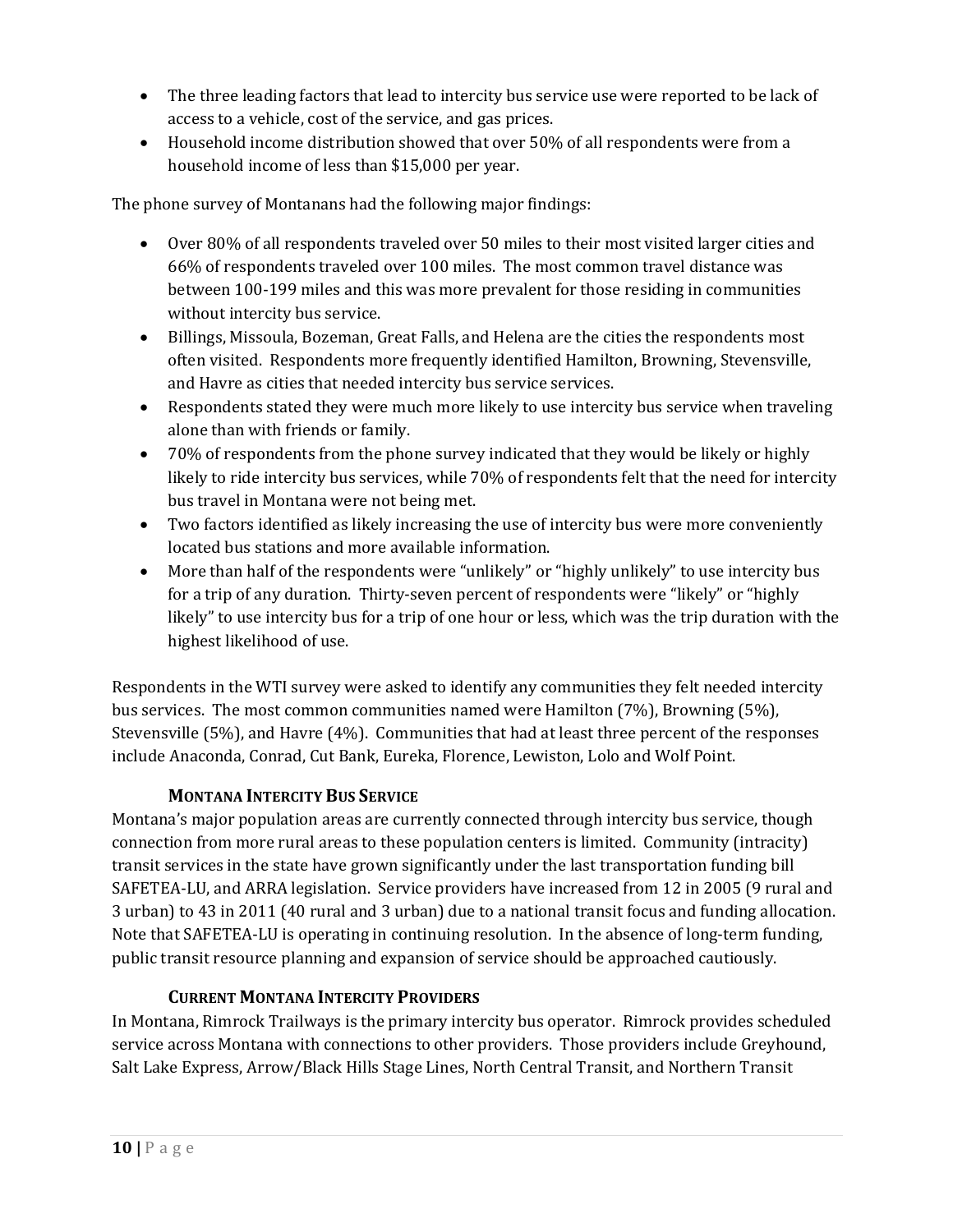- The three leading factors that lead to intercity bus service use were reported to be lack of access to a vehicle, cost of the service, and gas prices.
- Household income distribution showed that over 50% of all respondents were from a household income of less than $15,000 per year.

The phone survey of Montanans had the following major findings:

- Over 80% of all respondents traveled over 50 miles to their most visited larger cities and 66% of respondents traveled over 100 miles. The most common travel distance was between 100-199 miles and this was more prevalent for those residing in communities without intercity bus service.
- Billings, Missoula, Bozeman, Great Falls, and Helena are the cities the respondents most often visited. Respondents more frequently identified Hamilton, Browning, Stevensville, and Havre as cities that needed intercity bus service services.
- Respondents stated they were much more likely to use intercity bus service when traveling alone than with friends or family.
- 70% of respondents from the phone survey indicated that they would be likely or highly likely to ride intercity bus services, while 70% of respondents felt that the need for intercity bus travel in Montana were not being met.
- Two factors identified as likely increasing the use of intercity bus were more conveniently located bus stations and more available information.
- More than half of the respondents were "unlikely" or "highly unlikely" to use intercity bus for a trip of any duration. Thirty-seven percent of respondents were "likely" or "highly likely" to use intercity bus for a trip of one hour or less, which was the trip duration with the highest likelihood of use.

Respondents in the WTI survey were asked to identify any communities they felt needed intercity bus services. The most common communities named were Hamilton (7%), Browning (5%), Stevensville (5%), and Havre (4%). Communities that had at least three percent of the responses include Anaconda, Conrad, Cut Bank, Eureka, Florence, Lewiston, Lolo and Wolf Point.

### MONTANA INTERCITY BUS SERVICE

Montana's major population areas are currently connected through intercity bus service, though connection from more rural areas to these population centers is limited. Community (intracity) transit services in the state have grown significantly under the last transportation funding bill SAFETEA-LU, and ARRA legislation. Service providers have increased from 12 in 2005 (9 rural and 3 urban) to 43 in 2011 (40 rural and 3 urban) due to a national transit focus and funding allocation. Note that SAFETEA-LU is operating in continuing resolution. In the absence of long-term funding, public transit resource planning and expansion of service should be approached cautiously.

### CURRENT MONTANA INTERCITY PROVIDERS

In Montana, Rimrock Trailways is the primary intercity bus operator. Rimrock provides scheduled service across Montana with connections to other providers. Those providers include Greyhound, Salt Lake Express, Arrow/Black Hills Stage Lines, North Central Transit, and Northern Transit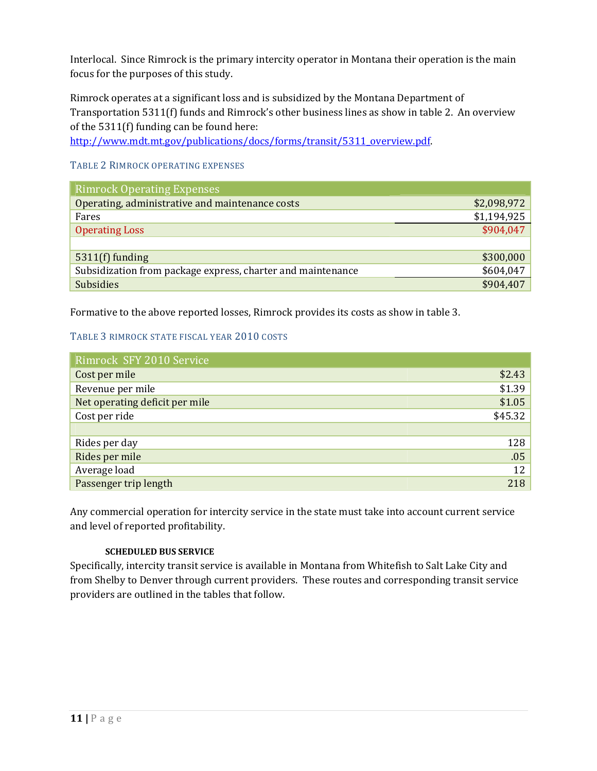Interlocal. Since Rimrock is the primary intercity operator in Montana their operation is the main focus for the purposes of this study.

Rimrock operates at a significant loss and is subsidized by the Montana Department of Transportation 5311(f) funds and Rimrock's other business lines as show in table 2. An overview of the 5311(f) funding can be found here: http://www.mdt.mt.gov/publications/docs/forms/transit/5311_overview.pdf.

TABLE 2 RIMROCK OPERATING EXPENSES

| Rimrock Operating Expenses | |
|---|---|
| Operating, administrative and maintenance costs | $2,098,972 |
| Fares | $1,194,925 |
| Operating Loss | $904,047 |
| | |
| 5311(f) funding | $300,000 |
| Subsidization from package express, charter and maintenance | $604,047 |
| Subsidies | $904,407 |

Formative to the above reported losses, Rimrock provides its costs as show in table 3.

TABLE 3 RIMROCK STATE FISCAL YEAR 2010 COSTS

| Rimrock SFY 2010 Service | |
|---|---|
| Cost per mile | $2.43 |
| Revenue per mile | $1.39 |
| Net operating deficit per mile | $1.05 |
| Cost per ride | $45.32 |
| | |
| Rides per day | 128 |
| Rides per mile | .05 |
| Average load | 12 |
| Passenger trip length | 218 |

Any commercial operation for intercity service in the state must take into account current service and level of reported profitability.

**SCHEDULED BUS SERVICE**

Specifically, intercity transit service is available in Montana from Whitefish to Salt Lake City and from Shelby to Denver through current providers. These routes and corresponding transit service providers are outlined in the tables that follow.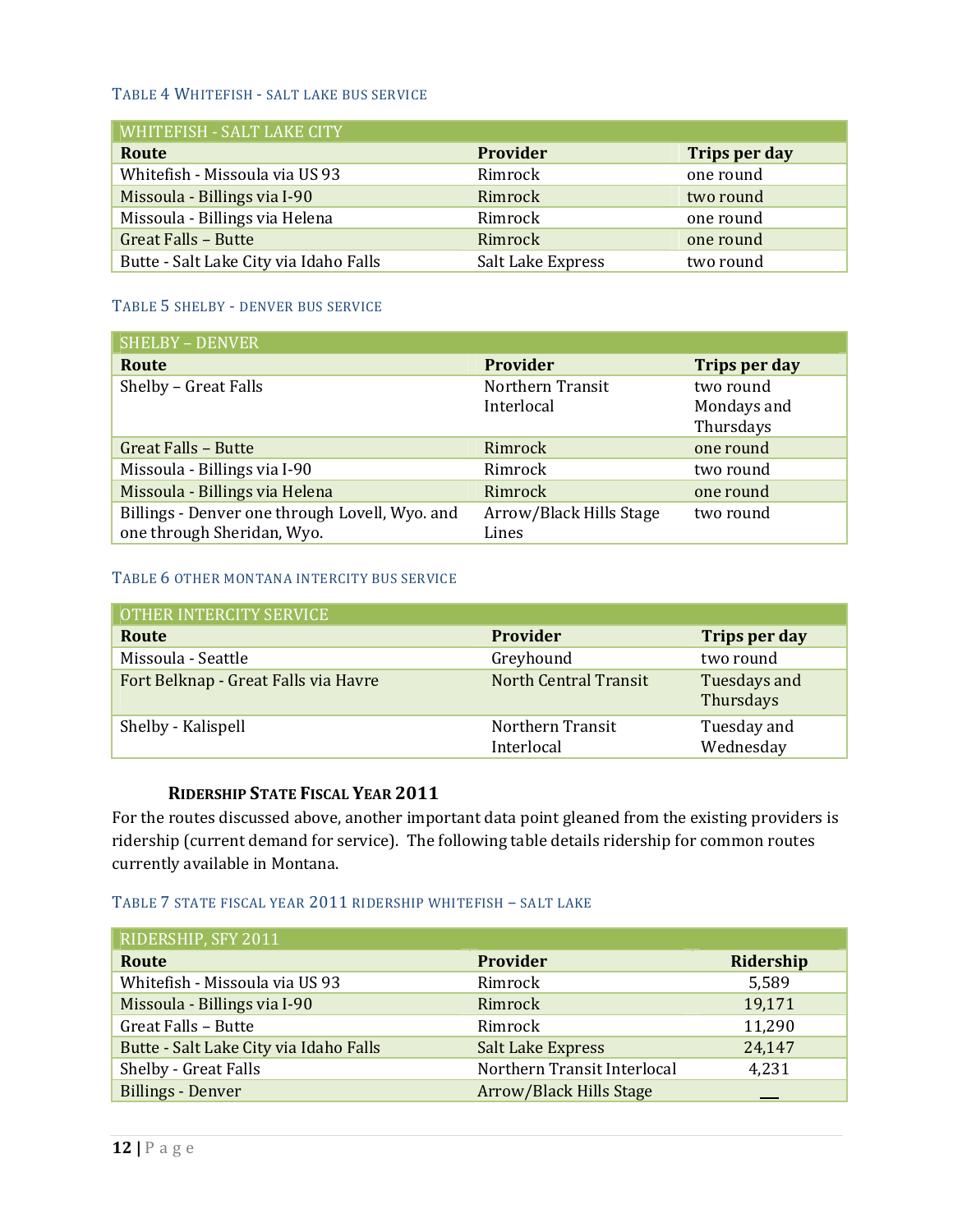TABLE 4 WHITEFISH - SALT LAKE BUS SERVICE

| WHITEFISH - SALT LAKE CITY | | |
|---|---|---|
| **Route** | **Provider** | **Trips per day** |
| Whitefish - Missoula via US 93 | Rimrock | one round |
| Missoula - Billings via I-90 | Rimrock | two round |
| Missoula - Billings via Helena | Rimrock | one round |
| Great Falls – Butte | Rimrock | one round |
| Butte - Salt Lake City via Idaho Falls | Salt Lake Express | two round |

TABLE 5 SHELBY - DENVER BUS SERVICE

| SHELBY – DENVER | | |
|---|---|---|
| **Route** | **Provider** | **Trips per day** |
| Shelby – Great Falls | Northern Transit Interlocal | two round Mondays and Thursdays |
| Great Falls – Butte | Rimrock | one round |
| Missoula - Billings via I-90 | Rimrock | two round |
| Missoula - Billings via Helena | Rimrock | one round |
| Billings - Denver one through Lovell, Wyo. and one through Sheridan, Wyo. | Arrow/Black Hills Stage Lines | two round |

TABLE 6 OTHER MONTANA INTERCITY BUS SERVICE

| OTHER INTERCITY SERVICE | | |
|---|---|---|
| **Route** | **Provider** | **Trips per day** |
| Missoula - Seattle | Greyhound | two round |
| Fort Belknap - Great Falls via Havre | North Central Transit | Tuesdays and Thursdays |
| Shelby - Kalispell | Northern Transit Interlocal | Tuesday and Wednesday |

### RIDERSHIP STATE FISCAL YEAR 2011

For the routes discussed above, another important data point gleaned from the existing providers is ridership (current demand for service). The following table details ridership for common routes currently available in Montana.

TABLE 7 STATE FISCAL YEAR 2011 RIDERSHIP WHITEFISH – SALT LAKE

| RIDERSHIP, SFY 2011 | | |
|---|---|---|
| **Route** | **Provider** | **Ridership** |
| Whitefish - Missoula via US 93 | Rimrock | 5,589 |
| Missoula - Billings via I-90 | Rimrock | 19,171 |
| Great Falls – Butte | Rimrock | 11,290 |
| Butte - Salt Lake City via Idaho Falls | Salt Lake Express | 24,147 |
| Shelby - Great Falls | Northern Transit Interlocal | 4,231 |
| Billings - Denver | Arrow/Black Hills Stage | __ |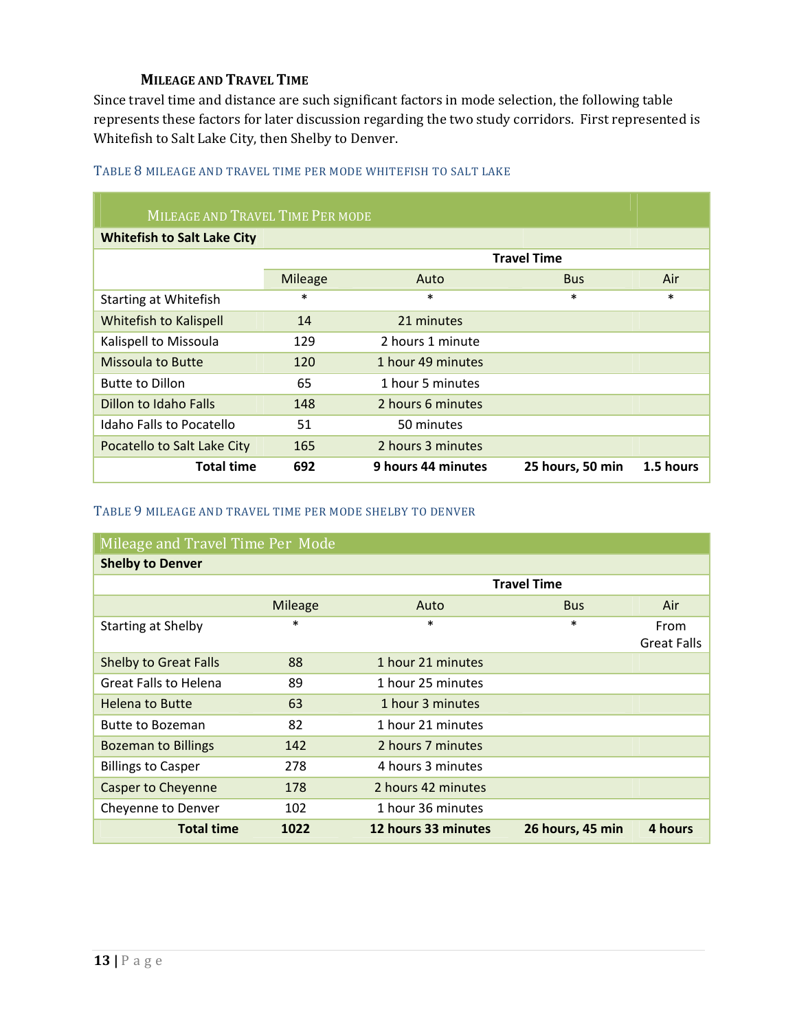### Mileage and Travel Time

Since travel time and distance are such significant factors in mode selection, the following table represents these factors for later discussion regarding the two study corridors. First represented is Whitefish to Salt Lake City, then Shelby to Denver.

TABLE 8 MILEAGE AND TRAVEL TIME PER MODE WHITEFISH TO SALT LAKE

| Mileage and Travel Time Per Mode | | | | |
|---|---|---|---|---|
| **Whitefish to Salt Lake City** | | | | |
| | | **Travel Time** | | |
| | Mileage | Auto | Bus | Air |
| Starting at Whitefish | * | * | * | * |
| Whitefish to Kalispell | 14 | 21 minutes | | |
| Kalispell to Missoula | 129 | 2 hours 1 minute | | |
| Missoula to Butte | 120 | 1 hour 49 minutes | | |
| Butte to Dillon | 65 | 1 hour 5 minutes | | |
| Dillon to Idaho Falls | 148 | 2 hours 6 minutes | | |
| Idaho Falls to Pocatello | 51 | 50 minutes | | |
| Pocatello to Salt Lake City | 165 | 2 hours 3 minutes | | |
| **Total time** | **692** | **9 hours 44 minutes** | **25 hours, 50 min** | **1.5 hours** |

TABLE 9 MILEAGE AND TRAVEL TIME PER MODE SHELBY TO DENVER

| Mileage and Travel Time Per Mode | | | | |
|---|---|---|---|---|
| **Shelby to Denver** | | | | |
| | | **Travel Time** | | |
| | Mileage | Auto | Bus | Air |
| Starting at Shelby | * | * | * | From Great Falls |
| Shelby to Great Falls | 88 | 1 hour 21 minutes | | |
| Great Falls to Helena | 89 | 1 hour 25 minutes | | |
| Helena to Butte | 63 | 1 hour 3 minutes | | |
| Butte to Bozeman | 82 | 1 hour 21 minutes | | |
| Bozeman to Billings | 142 | 2 hours 7 minutes | | |
| Billings to Casper | 278 | 4 hours 3 minutes | | |
| Casper to Cheyenne | 178 | 2 hours 42 minutes | | |
| Cheyenne to Denver | 102 | 1 hour 36 minutes | | |
| **Total time** | **1022** | **12 hours 33 minutes** | **26 hours, 45 min** | **4 hours** |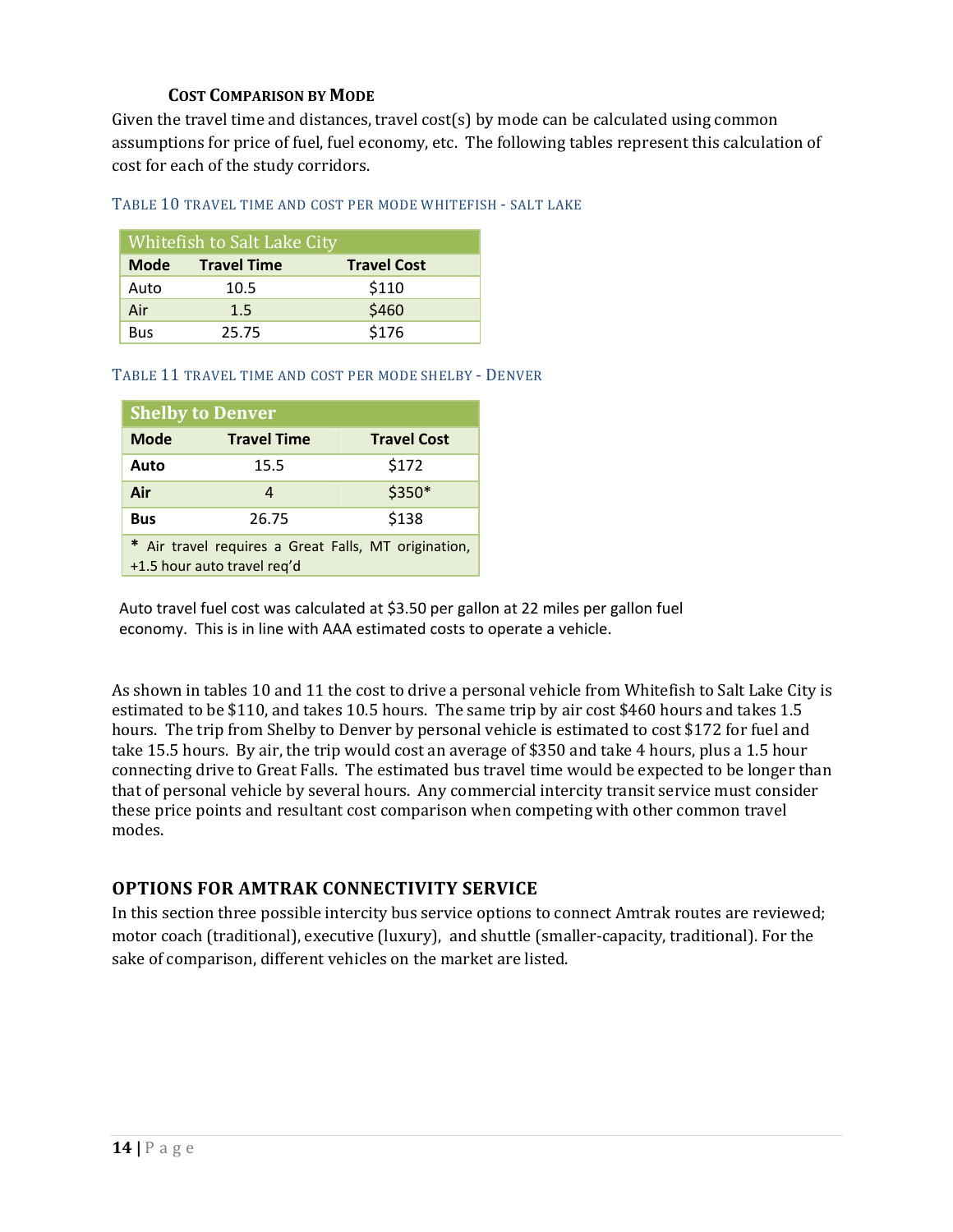### Cost Comparison by Mode

Given the travel time and distances, travel cost(s) by mode can be calculated using common assumptions for price of fuel, fuel economy, etc. The following tables represent this calculation of cost for each of the study corridors.

Table 10 Travel time and cost per mode Whitefish - Salt Lake

| Whitefish to Salt Lake City | | |
|---|---|---|
| **Mode** | **Travel Time** | **Travel Cost** |
| Auto | 10.5 | $110 |
| Air | 1.5 | $460 |
| Bus | 25.75 | $176 |

Table 11 Travel time and cost per mode Shelby - Denver

| **Shelby to Denver** | | |
|---|---|---|
| **Mode** | **Travel Time** | **Travel Cost** |
| **Auto** | 15.5 | $172 |
| **Air** | 4 | $350* |
| **Bus** | 26.75 | $138 |
| * Air travel requires a Great Falls, MT origination, +1.5 hour auto travel req'd | | |

Auto travel fuel cost was calculated at $3.50 per gallon at 22 miles per gallon fuel economy. This is in line with AAA estimated costs to operate a vehicle.

As shown in tables 10 and 11 the cost to drive a personal vehicle from Whitefish to Salt Lake City is estimated to be $110, and takes 10.5 hours. The same trip by air cost $460 hours and takes 1.5 hours. The trip from Shelby to Denver by personal vehicle is estimated to cost $172 for fuel and take 15.5 hours. By air, the trip would cost an average of $350 and take 4 hours, plus a 1.5 hour connecting drive to Great Falls. The estimated bus travel time would be expected to be longer than that of personal vehicle by several hours. Any commercial intercity transit service must consider these price points and resultant cost comparison when competing with other common travel modes.

## OPTIONS FOR AMTRAK CONNECTIVITY SERVICE

In this section three possible intercity bus service options to connect Amtrak routes are reviewed; motor coach (traditional), executive (luxury), and shuttle (smaller-capacity, traditional). For the sake of comparison, different vehicles on the market are listed.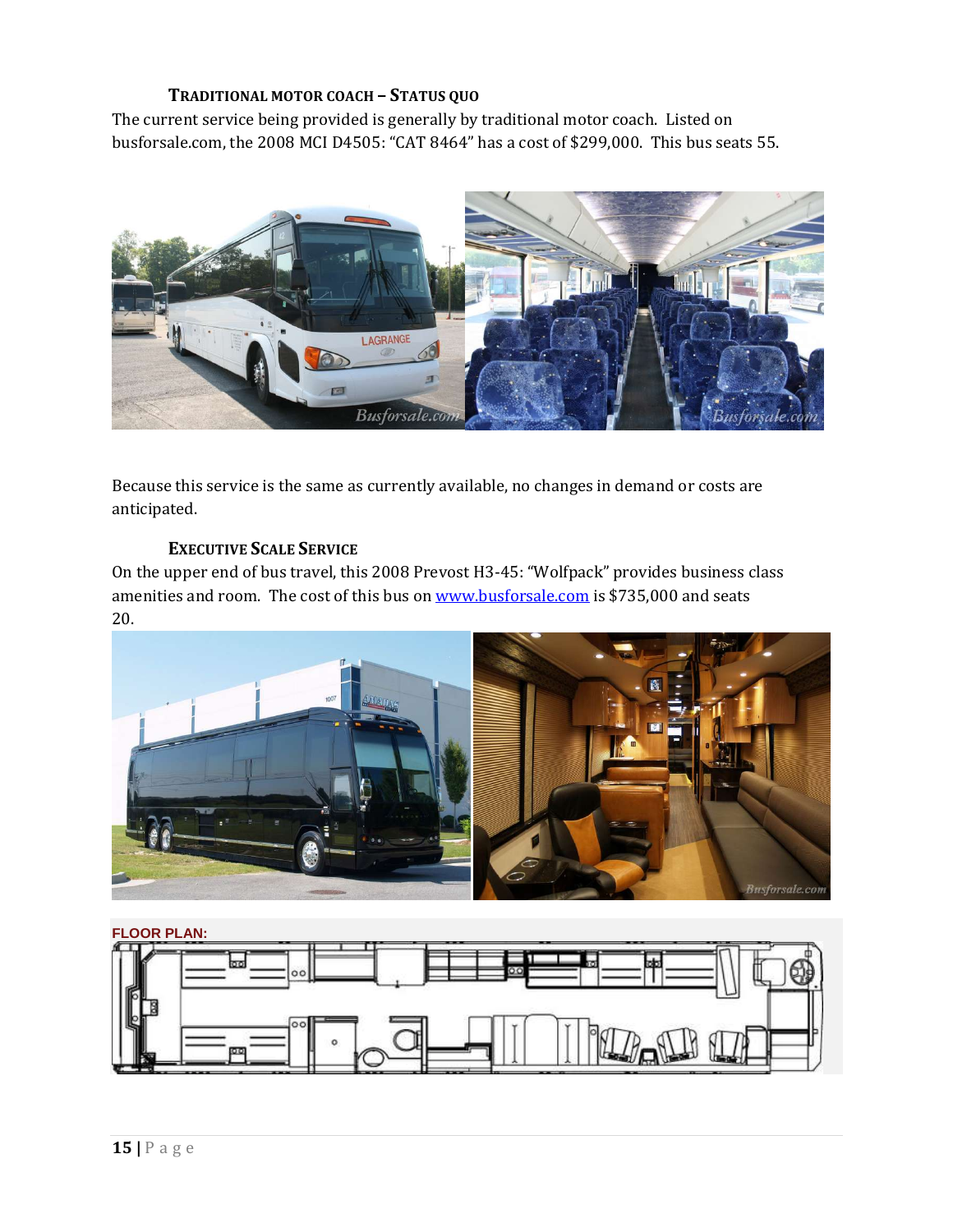### Traditional Motor Coach – Status Quo

The current service being provided is generally by traditional motor coach. Listed on busforsale.com, the 2008 MCI D4505: "CAT 8464" has a cost of $299,000. This bus seats 55.

Because this service is the same as currently available, no changes in demand or costs are anticipated.

### Executive Scale Service

On the upper end of bus travel, this 2008 Prevost H3-45: "Wolfpack" provides business class amenities and room. The cost of this bus on [www.busforsale.com](http://www.busforsale.com) is $735,000 and seats 20.

FLOOR PLAN: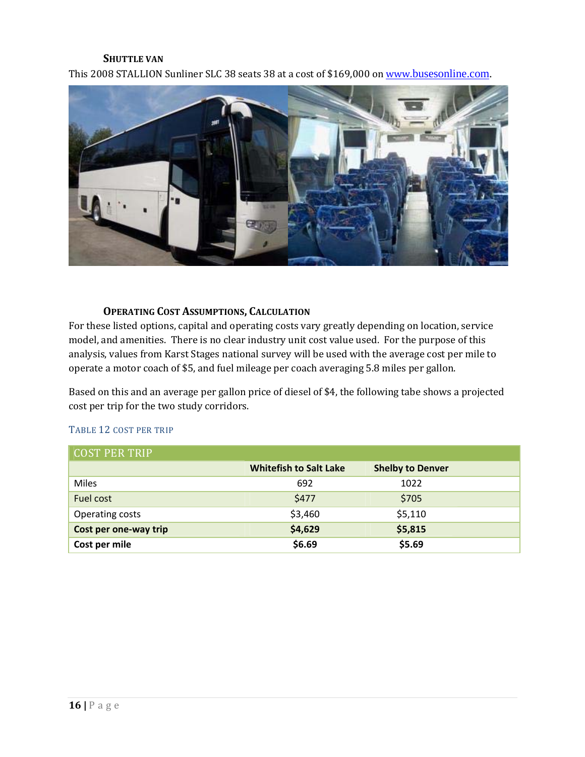### Shuttle Van

This 2008 STALLION Sunliner SLC 38 seats 38 at a cost of $169,000 on www.busesonline.com.

### Operating Cost Assumptions, Calculation

For these listed options, capital and operating costs vary greatly depending on location, service model, and amenities. There is no clear industry unit cost value used. For the purpose of this analysis, values from Karst Stages national survey will be used with the average cost per mile to operate a motor coach of $5, and fuel mileage per coach averaging 5.8 miles per gallon.

Based on this and an average per gallon price of diesel of $4, the following tabe shows a projected cost per trip for the two study corridors.

Table 12 Cost per trip

| COST PER TRIP | | |
|---|---|---|
| | **Whitefish to Salt Lake** | **Shelby to Denver** |
| Miles | 692 | 1022 |
| Fuel cost | $477 | $705 |
| Operating costs | $3,460 | $5,110 |
| **Cost per one-way trip** | **$4,629** | **$5,815** |
| **Cost per mile** | **$6.69** | **$5.69** |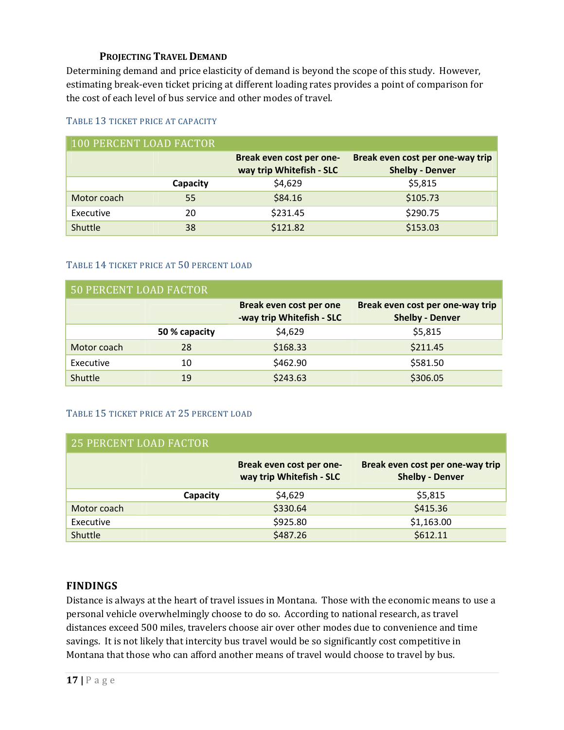### Projecting Travel Demand

Determining demand and price elasticity of demand is beyond the scope of this study. However, estimating break-even ticket pricing at different loading rates provides a point of comparison for the cost of each level of bus service and other modes of travel.

TABLE 13 TICKET PRICE AT CAPACITY

| 100 PERCENT LOAD FACTOR | | | |
|---|---|---|---|
| | | **Break even cost per one-way trip Whitefish - SLC** | **Break even cost per one-way trip Shelby - Denver** |
| | **Capacity** | $4,629 | $5,815 |
| Motor coach | 55 | $84.16 | $105.73 |
| Executive | 20 | $231.45 | $290.75 |
| Shuttle | 38 | $121.82 | $153.03 |

TABLE 14 TICKET PRICE AT 50 PERCENT LOAD

| 50 PERCENT LOAD FACTOR | | | |
|---|---|---|---|
| | | **Break even cost per one -way trip Whitefish - SLC** | **Break even cost per one-way trip Shelby - Denver** |
| | **50 % capacity** | $4,629 | $5,815 |
| Motor coach | 28 | $168.33 | $211.45 |
| Executive | 10 | $462.90 | $581.50 |
| Shuttle | 19 | $243.63 | $306.05 |

TABLE 15 TICKET PRICE AT 25 PERCENT LOAD

| 25 PERCENT LOAD FACTOR | | | |
|---|---|---|---|
| | | **Break even cost per one-way trip Whitefish - SLC** | **Break even cost per one-way trip Shelby - Denver** |
| | **Capacity** | $4,629 | $5,815 |
| Motor coach | | $330.64 | $415.36 |
| Executive | | $925.80 | $1,163.00 |
| Shuttle | | $487.26 | $612.11 |

## FINDINGS

Distance is always at the heart of travel issues in Montana. Those with the economic means to use a personal vehicle overwhelmingly choose to do so. According to national research, as travel distances exceed 500 miles, travelers choose air over other modes due to convenience and time savings. It is not likely that intercity bus travel would be so significantly cost competitive in Montana that those who can afford another means of travel would choose to travel by bus.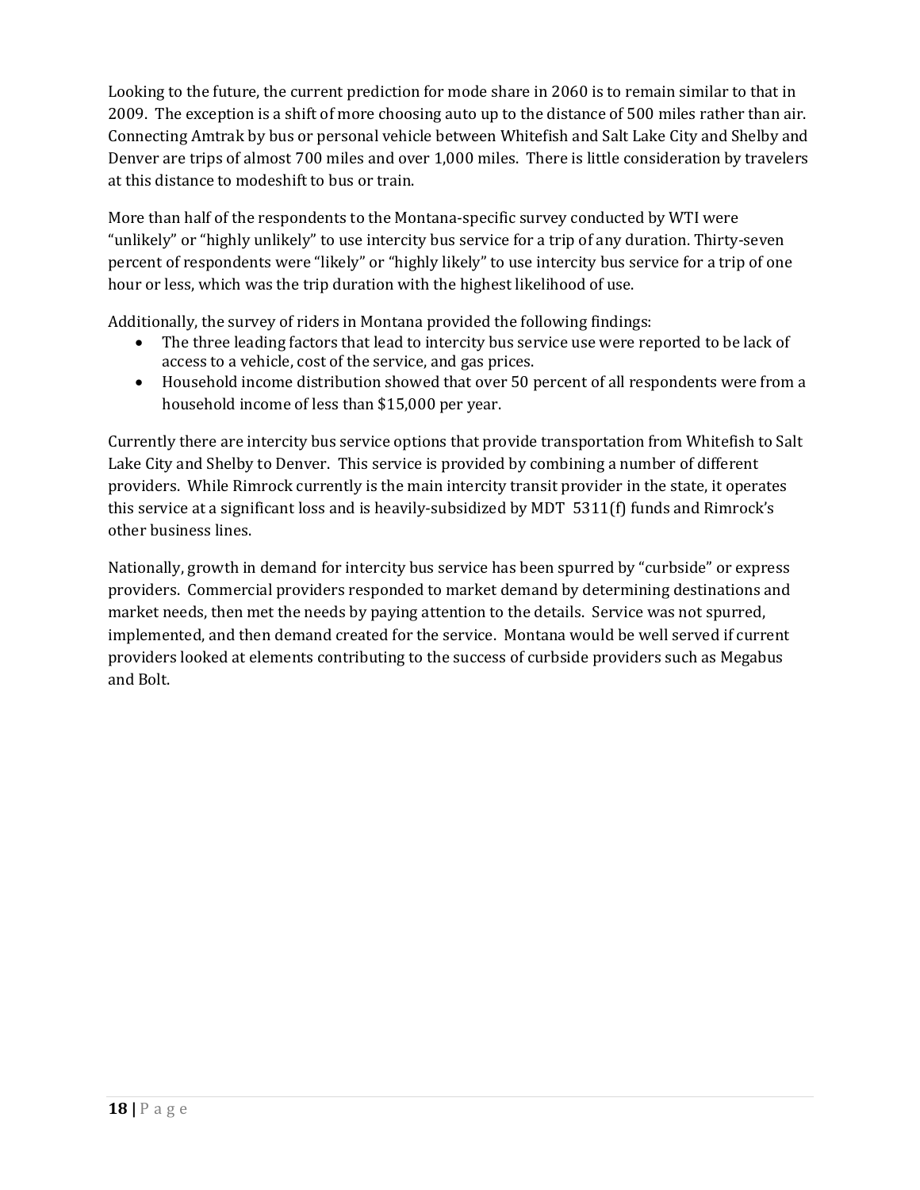Looking to the future, the current prediction for mode share in 2060 is to remain similar to that in 2009. The exception is a shift of more choosing auto up to the distance of 500 miles rather than air. Connecting Amtrak by bus or personal vehicle between Whitefish and Salt Lake City and Shelby and Denver are trips of almost 700 miles and over 1,000 miles. There is little consideration by travelers at this distance to modeshift to bus or train.

More than half of the respondents to the Montana-specific survey conducted by WTI were "unlikely" or "highly unlikely" to use intercity bus service for a trip of any duration. Thirty-seven percent of respondents were "likely" or "highly likely" to use intercity bus service for a trip of one hour or less, which was the trip duration with the highest likelihood of use.

Additionally, the survey of riders in Montana provided the following findings:

- The three leading factors that lead to intercity bus service use were reported to be lack of access to a vehicle, cost of the service, and gas prices.
- Household income distribution showed that over 50 percent of all respondents were from a household income of less than $15,000 per year.

Currently there are intercity bus service options that provide transportation from Whitefish to Salt Lake City and Shelby to Denver. This service is provided by combining a number of different providers. While Rimrock currently is the main intercity transit provider in the state, it operates this service at a significant loss and is heavily-subsidized by MDT 5311(f) funds and Rimrock's other business lines.

Nationally, growth in demand for intercity bus service has been spurred by "curbside" or express providers. Commercial providers responded to market demand by determining destinations and market needs, then met the needs by paying attention to the details. Service was not spurred, implemented, and then demand created for the service. Montana would be well served if current providers looked at elements contributing to the success of curbside providers such as Megabus and Bolt.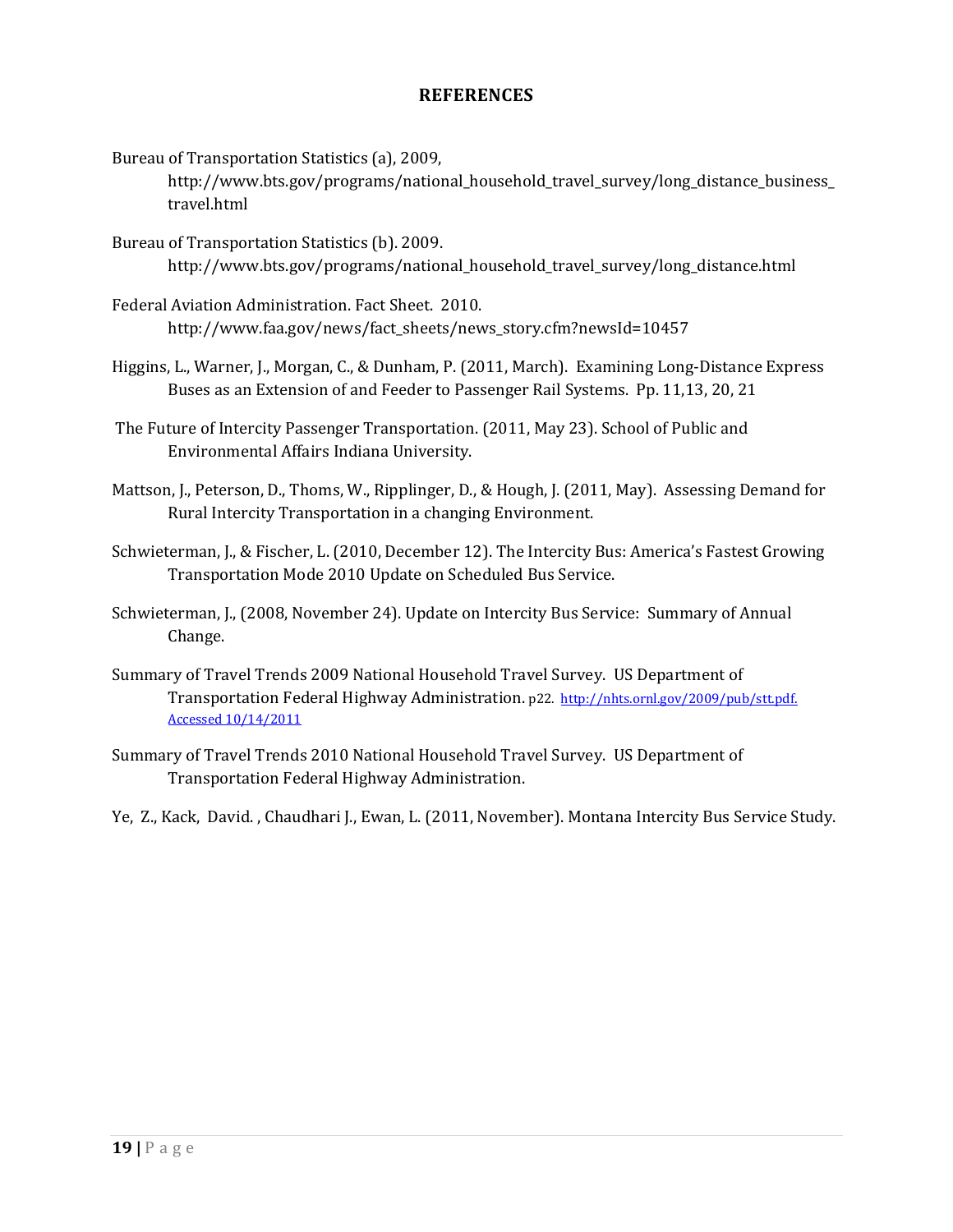## REFERENCES

Bureau of Transportation Statistics (a), 2009, http://www.bts.gov/programs/national_household_travel_survey/long_distance_business_travel.html

Bureau of Transportation Statistics (b). 2009. http://www.bts.gov/programs/national_household_travel_survey/long_distance.html

Federal Aviation Administration. Fact Sheet. 2010. http://www.faa.gov/news/fact_sheets/news_story.cfm?newsId=10457

Higgins, L., Warner, J., Morgan, C., & Dunham, P. (2011, March). Examining Long-Distance Express Buses as an Extension of and Feeder to Passenger Rail Systems. Pp. 11,13, 20, 21

The Future of Intercity Passenger Transportation. (2011, May 23). School of Public and Environmental Affairs Indiana University.

Mattson, J., Peterson, D., Thoms, W., Ripplinger, D., & Hough, J. (2011, May). Assessing Demand for Rural Intercity Transportation in a changing Environment.

Schwieterman, J., & Fischer, L. (2010, December 12). The Intercity Bus: America's Fastest Growing Transportation Mode 2010 Update on Scheduled Bus Service.

Schwieterman, J., (2008, November 24). Update on Intercity Bus Service: Summary of Annual Change.

Summary of Travel Trends 2009 National Household Travel Survey. US Department of Transportation Federal Highway Administration. p22. http://nhts.ornl.gov/2009/pub/stt.pdf. Accessed 10/14/2011

Summary of Travel Trends 2010 National Household Travel Survey. US Department of Transportation Federal Highway Administration.

Ye, Z., Kack, David. , Chaudhari J., Ewan, L. (2011, November). Montana Intercity Bus Service Study.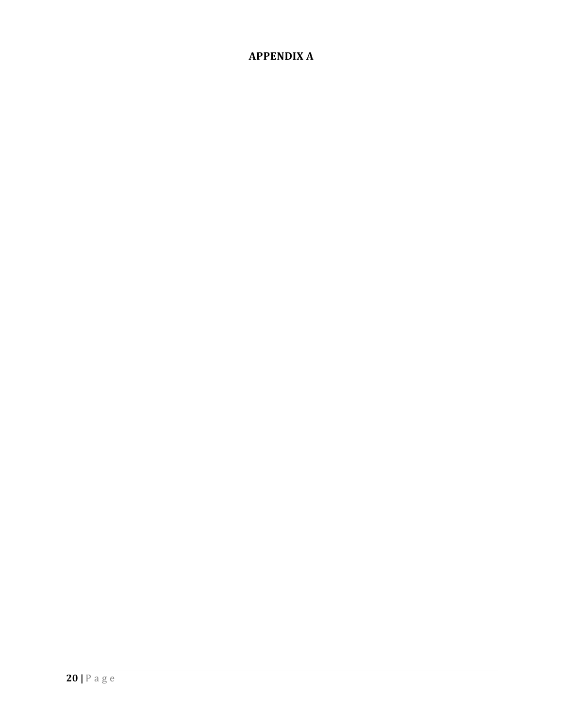# APPENDIX A